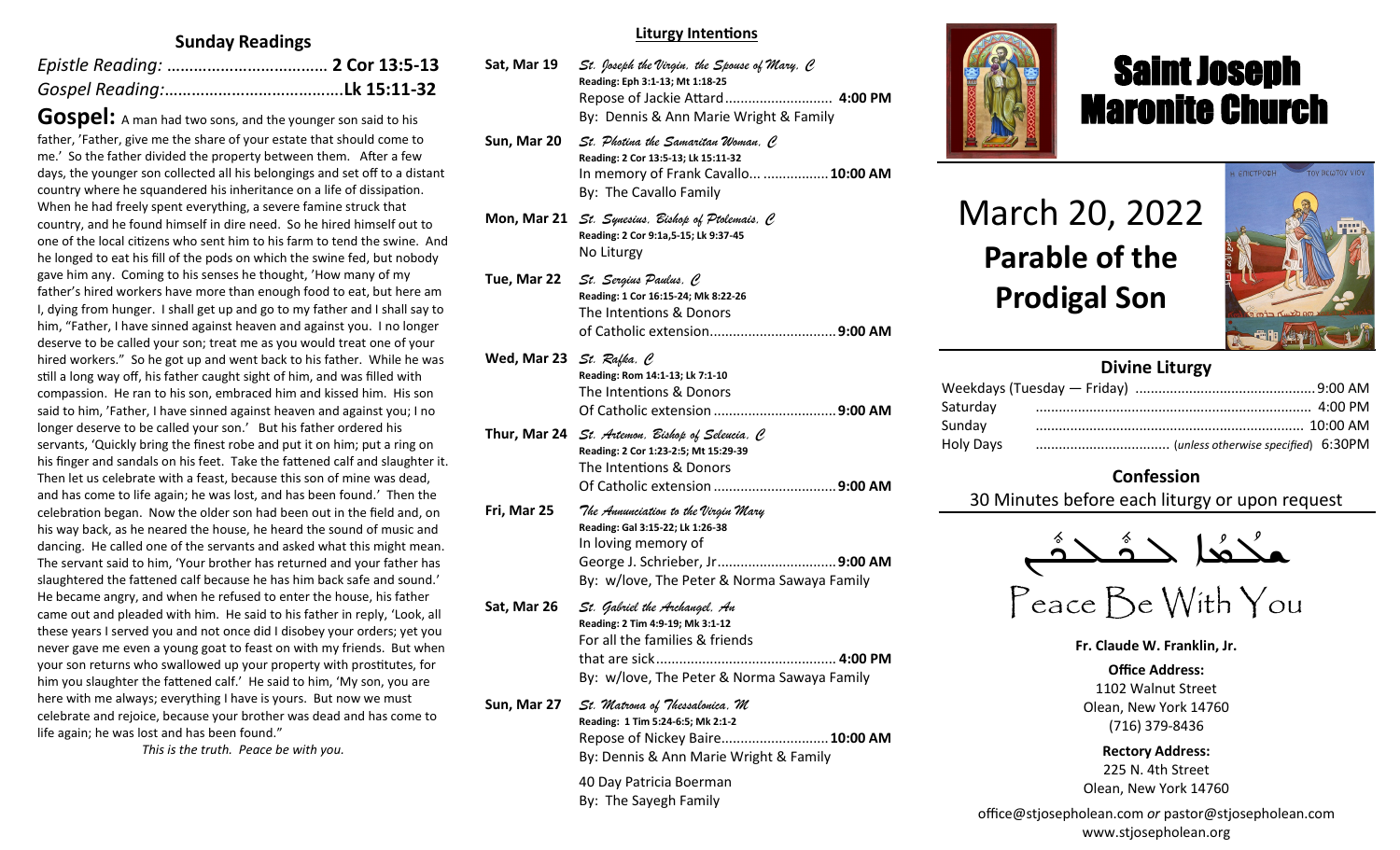## Sunday Readings

*Epistle Reading:* .................................... **2 Cor 13:5-13**
*Gospel Reading:*........................................**Lk 15:11-32**

**Gospel:** A man had two sons, and the younger son said to his father, 'Father, give me the share of your estate that should come to me.' So the father divided the property between them. After a few days, the younger son collected all his belongings and set off to a distant country where he squandered his inheritance on a life of dissipation. When he had freely spent everything, a severe famine struck that country, and he found himself in dire need. So he hired himself out to one of the local citizens who sent him to his farm to tend the swine. And he longed to eat his fill of the pods on which the swine fed, but nobody gave him any. Coming to his senses he thought, 'How many of my father's hired workers have more than enough food to eat, but here am I, dying from hunger. I shall get up and go to my father and I shall say to him, "Father, I have sinned against heaven and against you. I no longer deserve to be called your son; treat me as you would treat one of your hired workers." So he got up and went back to his father. While he was still a long way off, his father caught sight of him, and was filled with compassion. He ran to his son, embraced him and kissed him. His son said to him, 'Father, I have sinned against heaven and against you; I no longer deserve to be called your son.' But his father ordered his servants, 'Quickly bring the finest robe and put it on him; put a ring on his finger and sandals on his feet. Take the fattened calf and slaughter it. Then let us celebrate with a feast, because this son of mine was dead, and has come to life again; he was lost, and has been found.' Then the celebration began. Now the older son had been out in the field and, on his way back, as he neared the house, he heard the sound of music and dancing. He called one of the servants and asked what this might mean. The servant said to him, 'Your brother has returned and your father has slaughtered the fattened calf because he has him back safe and sound.' He became angry, and when he refused to enter the house, his father came out and pleaded with him. He said to his father in reply, 'Look, all these years I served you and not once did I disobey your orders; yet you never gave me even a young goat to feast on with my friends. But when your son returns who swallowed up your property with prostitutes, for him you slaughter the fattened calf.' He said to him, 'My son, you are here with me always; everything I have is yours. But now we must celebrate and rejoice, because your brother was dead and has come to life again; he was lost and has been found."

*This is the truth. Peace be with you.*

## Liturgy Intentions

**Sat, Mar 19** — *St. Joseph the Virgin, the Spouse of Mary, C*
**Reading: Eph 3:1-13; Mt 1:18-25**
Repose of Jackie Attard............................ **4:00 PM**
By: Dennis & Ann Marie Wright & Family

**Sun, Mar 20** — *St. Photina the Samaritan Woman, C*
**Reading: 2 Cor 13:5-13; Lk 15:11-32**
In memory of Frank Cavallo... ................. **10:00 AM**
By: The Cavallo Family

**Mon, Mar 21** — *St. Synesius, Bishop of Ptolemais, C*
**Reading: 2 Cor 9:1a,5-15; Lk 9:37-45**
No Liturgy

**Tue, Mar 22** — *St. Sergius Paulus, C*
**Reading: 1 Cor 16:15-24; Mk 8:22-26**
The Intentions & Donors
of Catholic extension................................. **9:00 AM**

**Wed, Mar 23** — *St. Rafka, C*
**Reading: Rom 14:1-13; Lk 7:1-10**
The Intentions & Donors
Of Catholic extension ................................ **9:00 AM**

**Thur, Mar 24** — *St. Artemon, Bishop of Seleucia, C*
**Reading: 2 Cor 1:23-2:5; Mt 15:29-39**
The Intentions & Donors
Of Catholic extension ................................ **9:00 AM**

**Fri, Mar 25** — *The Annunciation to the Virgin Mary*
**Reading: Gal 3:15-22; Lk 1:26-38**
In loving memory of
George J. Schrieber, Jr............................... **9:00 AM**
By: w/love, The Peter & Norma Sawaya Family

**Sat, Mar 26** — *St. Gabriel the Archangel, An*
**Reading: 2 Tim 4:9-19; Mk 3:1-12**
For all the families & friends
that are sick............................................... **4:00 PM**
By: w/love, The Peter & Norma Sawaya Family

**Sun, Mar 27** — *St. Matrona of Thessalonica, M*
**Reading: 1 Tim 5:24-6:5; Mk 2:1-2**
Repose of Nickey Baire............................ **10:00 AM**
By: Dennis & Ann Marie Wright & Family

40 Day Patricia Boerman
By: The Sayegh Family

# Saint Joseph Maronite Church

# March 20, 2022
# **Parable of the Prodigal Son**

## Divine Liturgy

| | |
|---|---|
| Weekdays (Tuesday — Friday) | 9:00 AM |
| Saturday | 4:00 PM |
| Sunday | 10:00 AM |
| Holy Days | (*unless otherwise specified*) 6:30PM |

## Confession

30 Minutes before each liturgy or upon request

ܫܠܡܐ ܠܟܠܟܘܢ

Peace Be With You

**Fr. Claude W. Franklin, Jr.**

**Office Address:**
1102 Walnut Street
Olean, New York 14760
(716) 379-8436

**Rectory Address:**
225 N. 4th Street
Olean, New York 14760

office@stjosepholean.com *or* pastor@stjosepholean.com
www.stjosepholean.org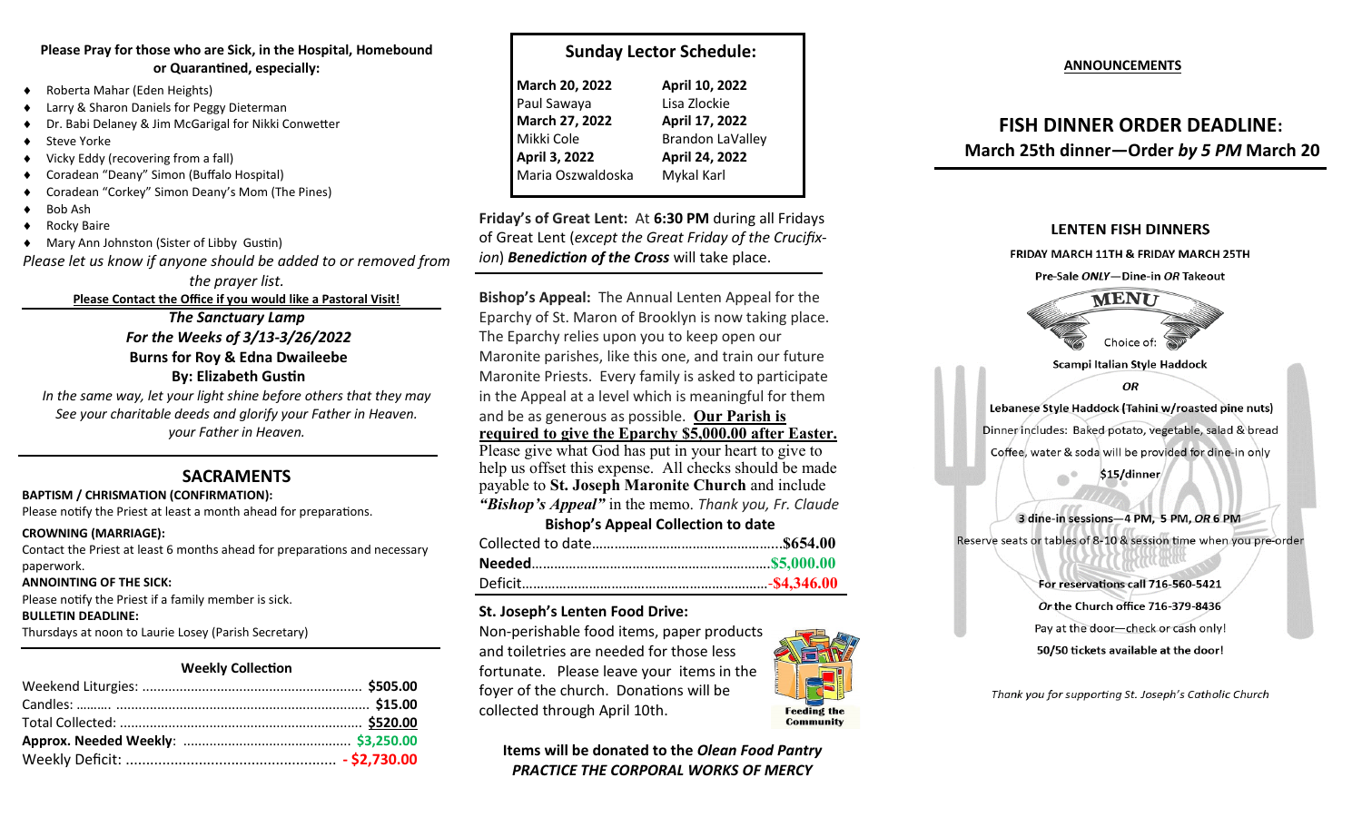**Please Pray for those who are Sick, in the Hospital, Homebound or Quarantined, especially:**

- Roberta Mahar (Eden Heights)
- Larry & Sharon Daniels for Peggy Dieterman
- Dr. Babi Delaney & Jim McGarigal for Nikki Conwetter
- Steve Yorke
- Vicky Eddy (recovering from a fall)
- Coradean "Deany" Simon (Buffalo Hospital)
- Coradean "Corkey" Simon Deany's Mom (The Pines)
- Bob Ash
- Rocky Baire
- Mary Ann Johnston (Sister of Libby Gustin)

*Please let us know if anyone should be added to or removed from the prayer list.*

**Please Contact the Office if you would like a Pastoral Visit!**

***The Sanctuary Lamp***
***For the Weeks of 3/13-3/26/2022***
**Burns for Roy & Edna Dwaileebe**
**By: Elizabeth Gustin**

*In the same way, let your light shine before others that they may See your charitable deeds and glorify your Father in Heaven. your Father in Heaven.*

## SACRAMENTS

**BAPTISM / CHRISMATION (CONFIRMATION):**
Please notify the Priest at least a month ahead for preparations.

**CROWNING (MARRIAGE):**
Contact the Priest at least 6 months ahead for preparations and necessary paperwork.

**ANNOINTING OF THE SICK:**
Please notify the Priest if a family member is sick.

**BULLETIN DEADLINE:**
Thursdays at noon to Laurie Losey (Parish Secretary)

**Weekly Collection**

| | |
|---|---|
| Weekend Liturgies: | $505.00 |
| Candles: | $15.00 |
| Total Collected: | $520.00 |
| **Approx. Needed Weekly**: | $3,250.00 |
| Weekly Deficit: | - $2,730.00 |

## Sunday Lector Schedule:

| | |
|---|---|
| **March 20, 2022** | **April 10, 2022** |
| Paul Sawaya | Lisa Zlockie |
| **March 27, 2022** | **April 17, 2022** |
| Mikki Cole | Brandon LaValley |
| **April 3, 2022** | **April 24, 2022** |
| Maria Oszwaldoska | Mykal Karl |

**Friday's of Great Lent:** At **6:30 PM** during all Fridays of Great Lent (*except the Great Friday of the Crucifixion*) ***Benediction of the Cross*** will take place.

**Bishop's Appeal:** The Annual Lenten Appeal for the Eparchy of St. Maron of Brooklyn is now taking place. The Eparchy relies upon you to keep open our Maronite parishes, like this one, and train our future Maronite Priests. Every family is asked to participate in the Appeal at a level which is meaningful for them and be as generous as possible. **Our Parish is required to give the Eparchy $5,000.00 after Easter.** Please give what God has put in your heart to give to help us offset this expense. All checks should be made payable to **St. Joseph Maronite Church** and include ***"Bishop's Appeal"*** in the memo. *Thank you, Fr. Claude*

**Bishop's Appeal Collection to date**

| | |
|---|---|
| Collected to date | **$654.00** |
| **Needed** | **$5,000.00** |
| Deficit | **-$4,346.00** |

**St. Joseph's Lenten Food Drive:**
Non-perishable food items, paper products and toiletries are needed for those less fortunate. Please leave your items in the foyer of the church. Donations will be collected through April 10th.

Feeding the Community

**Items will be donated to the *Olean Food Pantry***
***PRACTICE THE CORPORAL WORKS OF MERCY***

**ANNOUNCEMENTS**

## FISH DINNER ORDER DEADLINE:
**March 25th dinner—Order *by 5 PM* March 20**

### LENTEN FISH DINNERS

**FRIDAY MARCH 11TH & FRIDAY MARCH 25TH**

**Pre-Sale *ONLY*—Dine-in *OR* Takeout**

**MENU**

Choice of:

**Scampi Italian Style Haddock**

***OR***

**Lebanese Style Haddock (Tahini w/roasted pine nuts)**

Dinner includes: Baked potato, vegetable, salad & bread

Coffee, water & soda will be provided for dine-in only

**$15/dinner**

**3 dine-in sessions—4 PM, 5 PM, *OR* 6 PM**

Reserve seats or tables of 8-10 & session time when you pre-order

**For reservations call 716-560-5421**

***Or* the Church office 716-379-8436**

Pay at the door—check or cash only!

**50/50 tickets available at the door!**

*Thank you for supporting St. Joseph's Catholic Church*